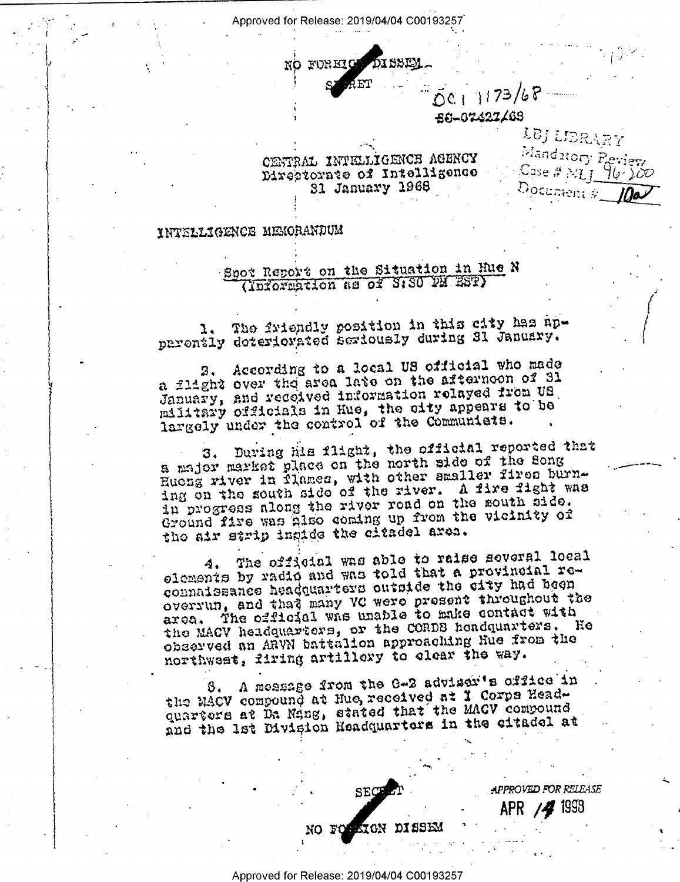NO FOREIGN DISSEM

SECRET

OCI 1173/68

SC-07427/68

LBJ LIBRARY
Mandatory Review
Case # NLJ 96-200
Document # 10a

CENTRAL INTELLIGENCE AGENCY
Directorate of Intelligence
31 January 1968

INTELLIGENCE MEMORANDUM

## Spot Report on the Situation in Hue N
(Information as of 8:30 PM EST)

1. The friendly position in this city has apparently deteriorated seriously during 31 January.

2. According to a local US official who made a flight over the area late on the afternoon of 31 January, and received information relayed from US military officials in Hue, the city appears to be largely under the control of the Communists.

3. During his flight, the official reported that a major market place on the north side of the Song Huong river in flames, with other smaller fires burning on the south side of the river. A fire fight was in progress along the river road on the south side. Ground fire was also coming up from the vicinity of the air strip inside the citadel area.

4. The official was able to raise several local elements by radio and was told that a provincial reconnaissance headquarters outside the city had been overrun, and that many VC were present throughout the area. The official was unable to make contact with the MACV headquarters, or the CORDS headquarters. He observed an ARVN battalion approaching Hue from the northwest, firing artillery to clear the way.

5. A message from the G-2 adviser's office in the MACV compound at Hue, received at I Corps Headquarters at Da Nang, stated that the MACV compound and the 1st Division Headquarters in the citadel at

SECRET

NO FOREIGN DISSEM

APPROVED FOR RELEASE
APR 14 1998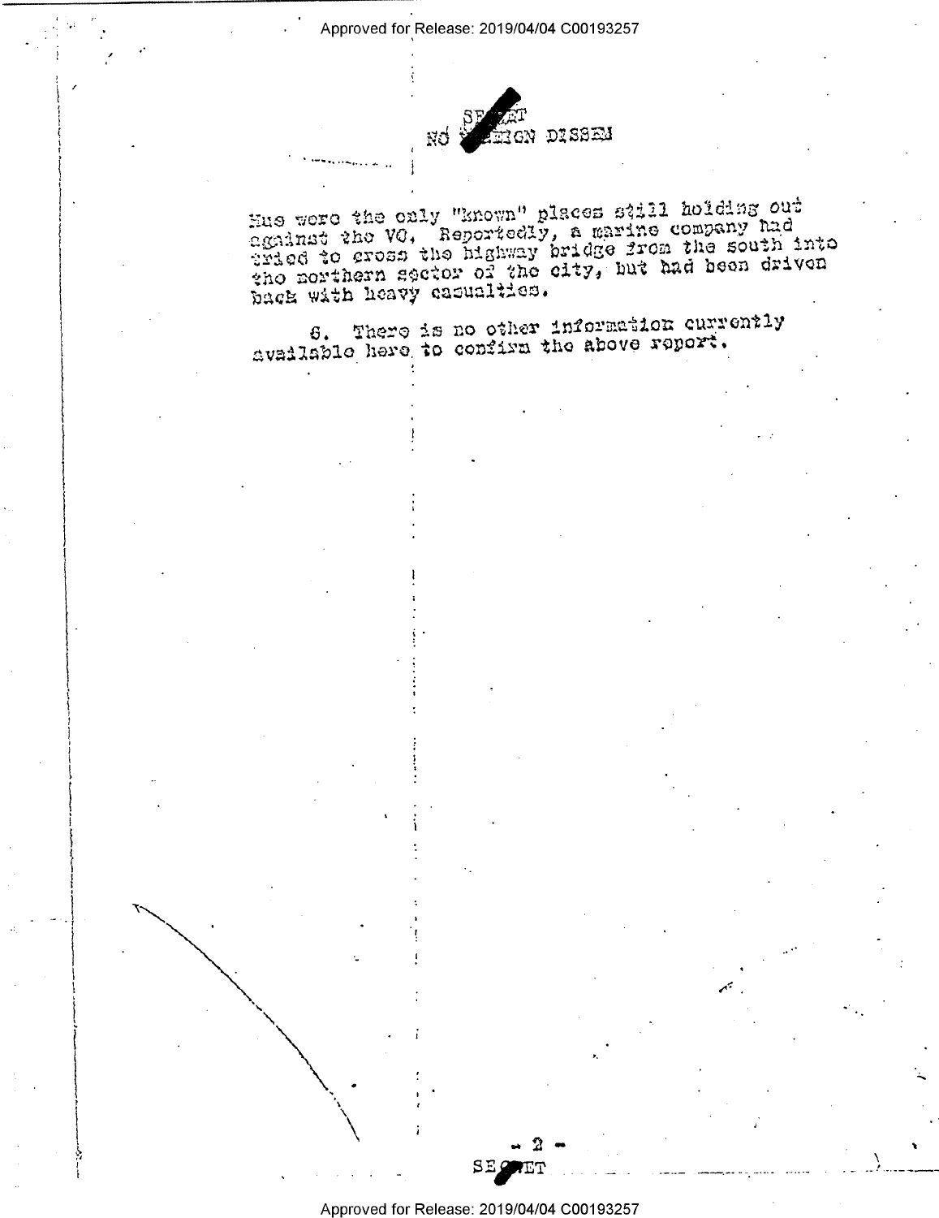SECRET
NO FOREIGN DISSEM

Hue were the only "known" places still holding out against the VC. Reportedly, a marine company had tried to cross the highway bridge from the south into the northern sector of the city, but had been driven back with heavy casualties.

6. There is no other information currently available here to confirm the above report.

SECRET